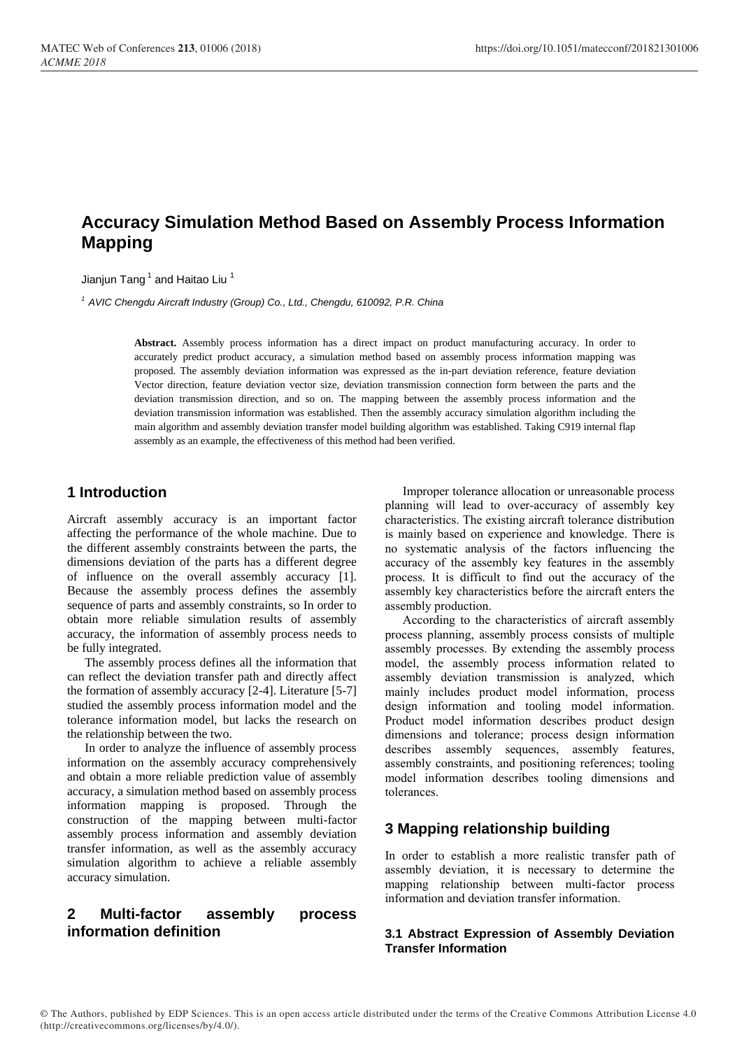# Accuracy Simulation Method Based on Assembly Process Information Mapping

Jianjun Tang [1] and Haitao Liu [1]

[1] *AVIC Chengdu Aircraft Industry (Group) Co., Ltd., Chengdu, 610092, P.R. China*

**Abstract.** Assembly process information has a direct impact on product manufacturing accuracy. In order to accurately predict product accuracy, a simulation method based on assembly process information mapping was proposed. The assembly deviation information was expressed as the in-part deviation reference, feature deviation Vector direction, feature deviation vector size, deviation transmission connection form between the parts and the deviation transmission direction, and so on. The mapping between the assembly process information and the deviation transmission information was established. Then the assembly accuracy simulation algorithm including the main algorithm and assembly deviation transfer model building algorithm was established. Taking C919 internal flap assembly as an example, the effectiveness of this method had been verified.

## 1 Introduction

Aircraft assembly accuracy is an important factor affecting the performance of the whole machine. Due to the different assembly constraints between the parts, the dimensions deviation of the parts has a different degree of influence on the overall assembly accuracy [1]. Because the assembly process defines the assembly sequence of parts and assembly constraints, so In order to obtain more reliable simulation results of assembly accuracy, the information of assembly process needs to be fully integrated.

The assembly process defines all the information that can reflect the deviation transfer path and directly affect the formation of assembly accuracy [2-4]. Literature [5-7] studied the assembly process information model and the tolerance information model, but lacks the research on the relationship between the two.

In order to analyze the influence of assembly process information on the assembly accuracy comprehensively and obtain a more reliable prediction value of assembly accuracy, a simulation method based on assembly process information mapping is proposed. Through the construction of the mapping between multi-factor assembly process information and assembly deviation transfer information, as well as the assembly accuracy simulation algorithm to achieve a reliable assembly accuracy simulation.

## 2 Multi-factor assembly process information definition

Improper tolerance allocation or unreasonable process planning will lead to over-accuracy of assembly key characteristics. The existing aircraft tolerance distribution is mainly based on experience and knowledge. There is no systematic analysis of the factors influencing the accuracy of the assembly key features in the assembly process. It is difficult to find out the accuracy of the assembly key characteristics before the aircraft enters the assembly production.

According to the characteristics of aircraft assembly process planning, assembly process consists of multiple assembly processes. By extending the assembly process model, the assembly process information related to assembly deviation transmission is analyzed, which mainly includes product model information, process design information and tooling model information. Product model information describes product design dimensions and tolerance; process design information describes assembly sequences, assembly features, assembly constraints, and positioning references; tooling model information describes tooling dimensions and tolerances.

## 3 Mapping relationship building

In order to establish a more realistic transfer path of assembly deviation, it is necessary to determine the mapping relationship between multi-factor process information and deviation transfer information.

### 3.1 Abstract Expression of Assembly Deviation Transfer Information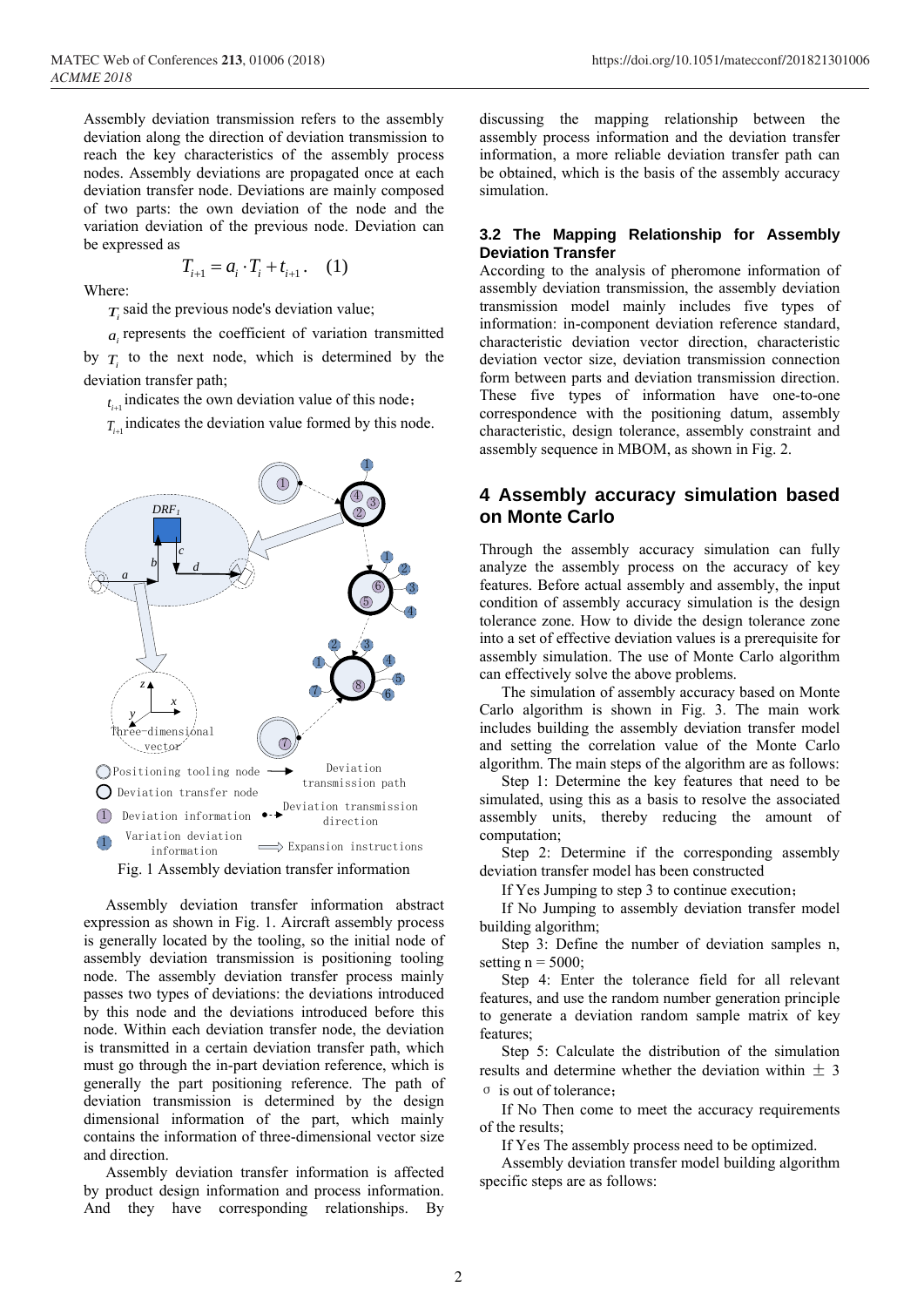Assembly deviation transmission refers to the assembly deviation along the direction of deviation transmission to reach the key characteristics of the assembly process nodes. Assembly deviations are propagated once at each deviation transfer node. Deviations are mainly composed of two parts: the own deviation of the node and the variation deviation of the previous node. Deviation can be expressed as

$$T_{i+1} = a_i \cdot T_i + t_{i+1}. \quad (1)$$

Where:

$T_i$ said the previous node's deviation value;

$a_i$ represents the coefficient of variation transmitted by $T_i$ to the next node, which is determined by the deviation transfer path;

$t_{i+1}$ indicates the own deviation value of this node；

$T_{i+1}$ indicates the deviation value formed by this node.

DRF$_1$
a
b
c
d
z
x
y
Three-dimensional vector
Positioning tooling node
Deviation transfer node
Deviation information
Variation deviation information
Deviation transmission path
Deviation transmission direction
Expansion instructions

Fig. 1 Assembly deviation transfer information

Assembly deviation transfer information abstract expression as shown in Fig. 1. Aircraft assembly process is generally located by the tooling, so the initial node of assembly deviation transmission is positioning tooling node. The assembly deviation transfer process mainly passes two types of deviations: the deviations introduced by this node and the deviations introduced before this node. Within each deviation transfer node, the deviation is transmitted in a certain deviation transfer path, which must go through the in-part deviation reference, which is generally the part positioning reference. The path of deviation transmission is determined by the design dimensional information of the part, which mainly contains the information of three-dimensional vector size and direction.

Assembly deviation transfer information is affected by product design information and process information. And they have corresponding relationships. By discussing the mapping relationship between the assembly process information and the deviation transfer information, a more reliable deviation transfer path can be obtained, which is the basis of the assembly accuracy simulation.

### 3.2 The Mapping Relationship for Assembly Deviation Transfer

According to the analysis of pheromone information of assembly deviation transmission, the assembly deviation transmission model mainly includes five types of information: in-component deviation reference standard, characteristic deviation vector direction, characteristic deviation vector size, deviation transmission connection form between parts and deviation transmission direction. These five types of information have one-to-one correspondence with the positioning datum, assembly characteristic, design tolerance, assembly constraint and assembly sequence in MBOM, as shown in Fig. 2.

## 4 Assembly accuracy simulation based on Monte Carlo

Through the assembly accuracy simulation can fully analyze the assembly process on the accuracy of key features. Before actual assembly and assembly, the input condition of assembly accuracy simulation is the design tolerance zone. How to divide the design tolerance zone into a set of effective deviation values is a prerequisite for assembly simulation. The use of Monte Carlo algorithm can effectively solve the above problems.

The simulation of assembly accuracy based on Monte Carlo algorithm is shown in Fig. 3. The main work includes building the assembly deviation transfer model and setting the correlation value of the Monte Carlo algorithm. The main steps of the algorithm are as follows:

Step 1: Determine the key features that need to be simulated, using this as a basis to resolve the associated assembly units, thereby reducing the amount of computation;

Step 2: Determine if the corresponding assembly deviation transfer model has been constructed

If Yes Jumping to step 3 to continue execution；

If No Jumping to assembly deviation transfer model building algorithm;

Step 3: Define the number of deviation samples n, setting n = 5000;

Step 4: Enter the tolerance field for all relevant features, and use the random number generation principle to generate a deviation random sample matrix of key features;

Step 5: Calculate the distribution of the simulation results and determine whether the deviation within ±3σ is out of tolerance；

If No Then come to meet the accuracy requirements of the results;

If Yes The assembly process need to be optimized.

Assembly deviation transfer model building algorithm specific steps are as follows: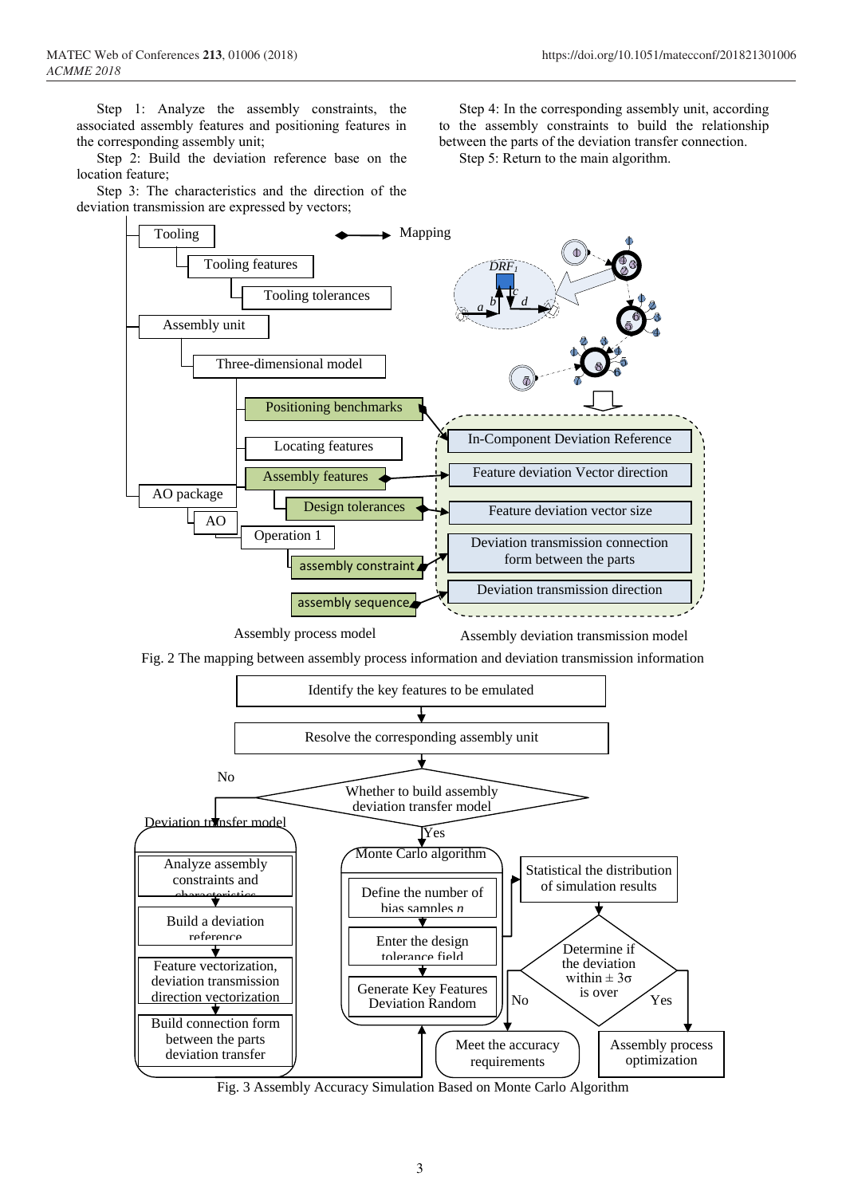Step 1: Analyze the assembly constraints, the associated assembly features and positioning features in the corresponding assembly unit;

Step 2: Build the deviation reference base on the location feature;

Step 3: The characteristics and the direction of the deviation transmission are expressed by vectors;

Step 4: In the corresponding assembly unit, according to the assembly constraints to build the relationship between the parts of the deviation transfer connection.

Step 5: Return to the main algorithm.

Tooling
Tooling features
Tooling tolerances
Assembly unit
Three-dimensional model
Positioning benchmarks
Locating features
Assembly features
Design tolerances
AO package
AO
Operation 1
assembly constraint
assembly sequence
Mapping
$DRF_1$
a b c d
In-Component Deviation Reference
Feature deviation Vector direction
Feature deviation vector size
Deviation transmission connection form between the parts
Deviation transmission direction
Assembly process model
Assembly deviation transmission model

Fig. 2 The mapping between assembly process information and deviation transmission information

Identify the key features to be emulated
Resolve the corresponding assembly unit
Whether to build assembly deviation transfer model
No
Yes
Deviation transfer model
Analyze assembly constraints and characteristics
Build a deviation reference
Feature vectorization, deviation transmission direction vectorization
Build connection form between the parts deviation transfer
Monte Carlo algorithm
Define the number of bias samples $n$
Enter the design tolerance field
Generate Key Features Deviation Random
Statistical the distribution of simulation results
Determine if the deviation within $\pm 3\sigma$ is over
No
Yes
Meet the accuracy requirements
Assembly process optimization

Fig. 3 Assembly Accuracy Simulation Based on Monte Carlo Algorithm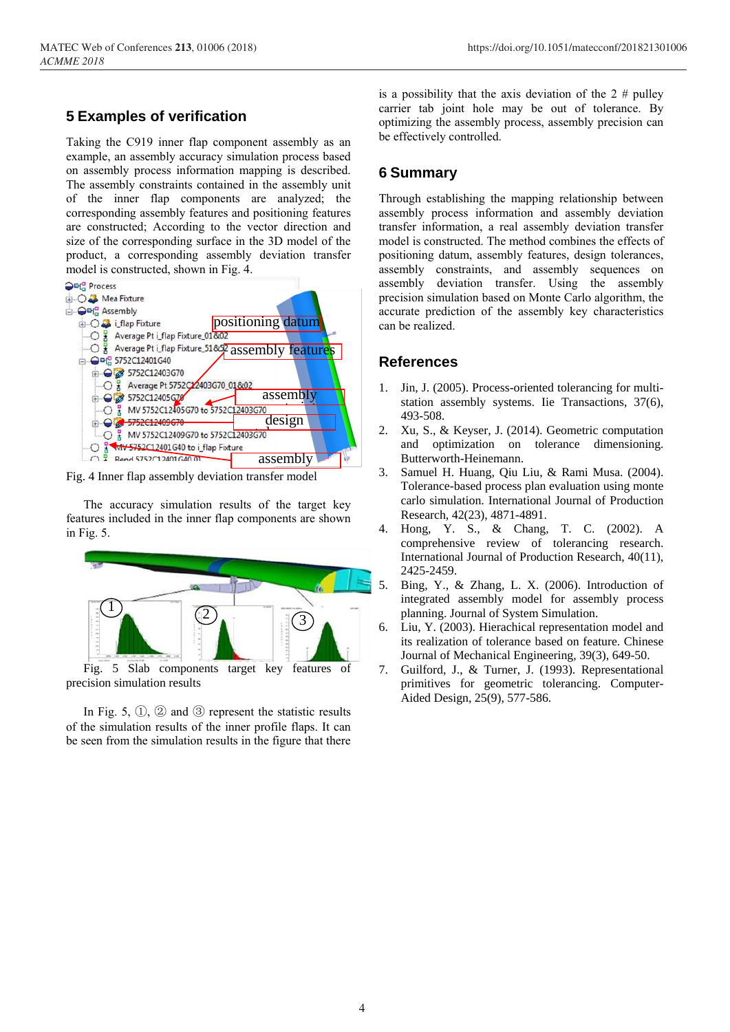## 5 Examples of verification

Taking the C919 inner flap component assembly as an example, an assembly accuracy simulation process based on assembly process information mapping is described. The assembly constraints contained in the assembly unit of the inner flap components are analyzed; the corresponding assembly features and positioning features are constructed; According to the vector direction and size of the corresponding surface in the 3D model of the product, a corresponding assembly deviation transfer model is constructed, shown in Fig. 4.

Fig. 4 Inner flap assembly deviation transfer model

The accuracy simulation results of the target key features included in the inner flap components are shown in Fig. 5.

Fig. 5 Slab components target key features of precision simulation results

In Fig. 5, ①, ② and ③ represent the statistic results of the simulation results of the inner profile flaps. It can be seen from the simulation results in the figure that there is a possibility that the axis deviation of the 2 # pulley carrier tab joint hole may be out of tolerance. By optimizing the assembly process, assembly precision can be effectively controlled.

## 6 Summary

Through establishing the mapping relationship between assembly process information and assembly deviation transfer information, a real assembly deviation transfer model is constructed. The method combines the effects of positioning datum, assembly features, design tolerances, assembly constraints, and assembly sequences on assembly deviation transfer. Using the assembly precision simulation based on Monte Carlo algorithm, the accurate prediction of the assembly key characteristics can be realized.

## References

1. Jin, J. (2005). Process-oriented tolerancing for multi-station assembly systems. Iie Transactions, 37(6), 493-508.
2. Xu, S., & Keyser, J. (2014). Geometric computation and optimization on tolerance dimensioning. Butterworth-Heinemann.
3. Samuel H. Huang, Qiu Liu, & Rami Musa. (2004). Tolerance-based process plan evaluation using monte carlo simulation. International Journal of Production Research, 42(23), 4871-4891.
4. Hong, Y. S., & Chang, T. C. (2002). A comprehensive review of tolerancing research. International Journal of Production Research, 40(11), 2425-2459.
5. Bing, Y., & Zhang, L. X. (2006). Introduction of integrated assembly model for assembly process planning. Journal of System Simulation.
6. Liu, Y. (2003). Hierachical representation model and its realization of tolerance based on feature. Chinese Journal of Mechanical Engineering, 39(3), 649-50.
7. Guilford, J., & Turner, J. (1993). Representational primitives for geometric tolerancing. Computer-Aided Design, 25(9), 577-586.